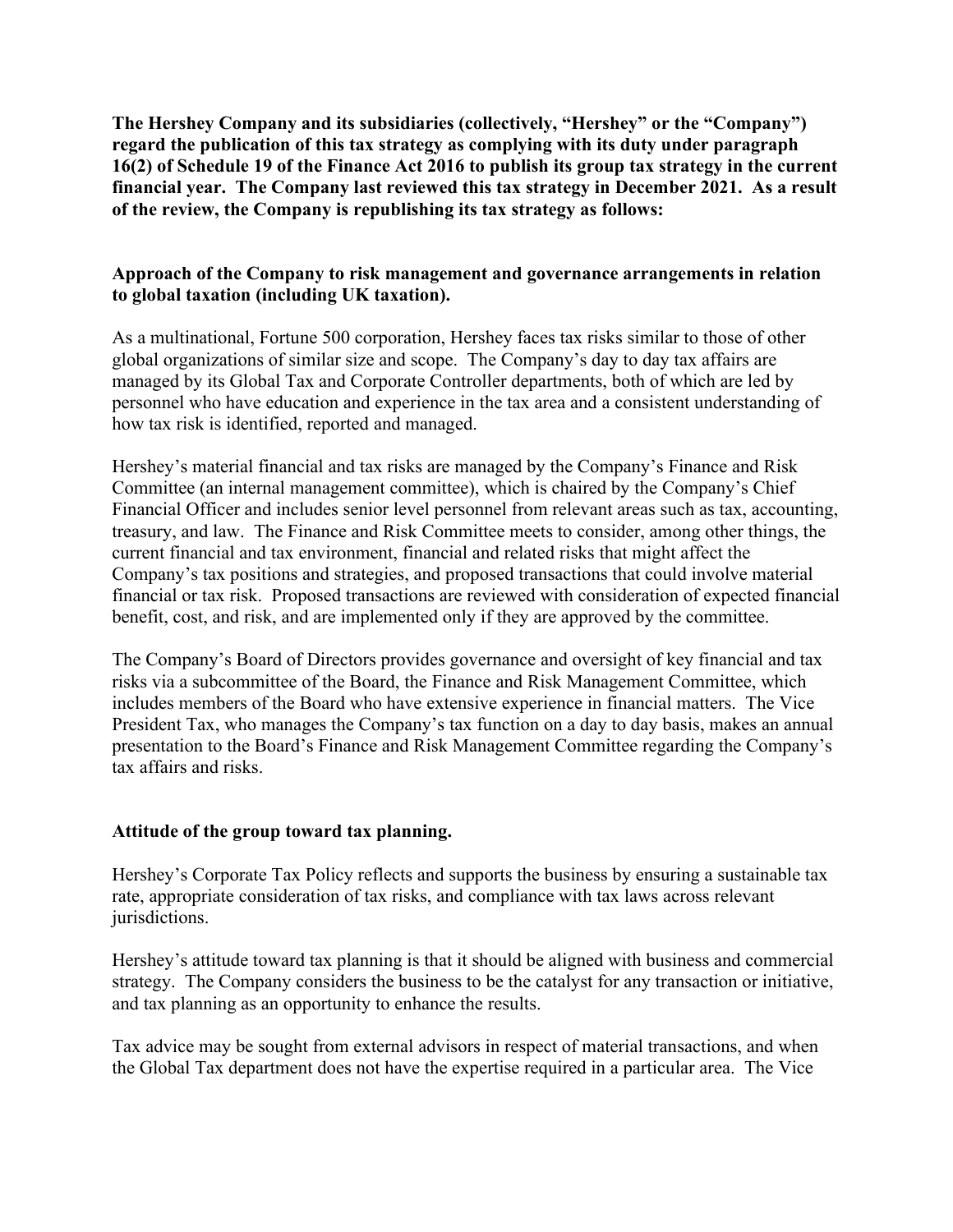**The Hershey Company and its subsidiaries (collectively, "Hershey" or the "Company") regard the publication of this tax strategy as complying with its duty under paragraph 16(2) of Schedule 19 of the Finance Act 2016 to publish its group tax strategy in the current financial year. The Company last reviewed this tax strategy in December 2021. As a result of the review, the Company is republishing its tax strategy as follows:**

## Approach of the Company to risk management and governance arrangements in relation to global taxation (including UK taxation).

As a multinational, Fortune 500 corporation, Hershey faces tax risks similar to those of other global organizations of similar size and scope. The Company's day to day tax affairs are managed by its Global Tax and Corporate Controller departments, both of which are led by personnel who have education and experience in the tax area and a consistent understanding of how tax risk is identified, reported and managed.

Hershey's material financial and tax risks are managed by the Company's Finance and Risk Committee (an internal management committee), which is chaired by the Company's Chief Financial Officer and includes senior level personnel from relevant areas such as tax, accounting, treasury, and law. The Finance and Risk Committee meets to consider, among other things, the current financial and tax environment, financial and related risks that might affect the Company's tax positions and strategies, and proposed transactions that could involve material financial or tax risk. Proposed transactions are reviewed with consideration of expected financial benefit, cost, and risk, and are implemented only if they are approved by the committee.

The Company's Board of Directors provides governance and oversight of key financial and tax risks via a subcommittee of the Board, the Finance and Risk Management Committee, which includes members of the Board who have extensive experience in financial matters. The Vice President Tax, who manages the Company's tax function on a day to day basis, makes an annual presentation to the Board's Finance and Risk Management Committee regarding the Company's tax affairs and risks.

## Attitude of the group toward tax planning.

Hershey's Corporate Tax Policy reflects and supports the business by ensuring a sustainable tax rate, appropriate consideration of tax risks, and compliance with tax laws across relevant jurisdictions.

Hershey's attitude toward tax planning is that it should be aligned with business and commercial strategy. The Company considers the business to be the catalyst for any transaction or initiative, and tax planning as an opportunity to enhance the results.

Tax advice may be sought from external advisors in respect of material transactions, and when the Global Tax department does not have the expertise required in a particular area. The Vice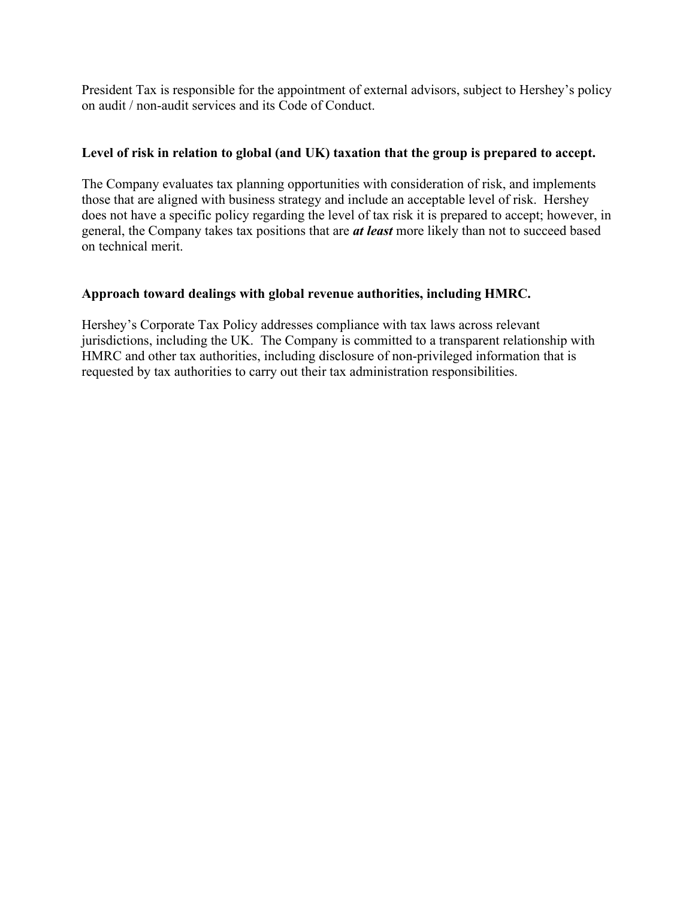President Tax is responsible for the appointment of external advisors, subject to Hershey's policy on audit / non-audit services and its Code of Conduct.

**Level of risk in relation to global (and UK) taxation that the group is prepared to accept.**

The Company evaluates tax planning opportunities with consideration of risk, and implements those that are aligned with business strategy and include an acceptable level of risk. Hershey does not have a specific policy regarding the level of tax risk it is prepared to accept; however, in general, the Company takes tax positions that are ***at least*** more likely than not to succeed based on technical merit.

**Approach toward dealings with global revenue authorities, including HMRC.**

Hershey's Corporate Tax Policy addresses compliance with tax laws across relevant jurisdictions, including the UK. The Company is committed to a transparent relationship with HMRC and other tax authorities, including disclosure of non-privileged information that is requested by tax authorities to carry out their tax administration responsibilities.